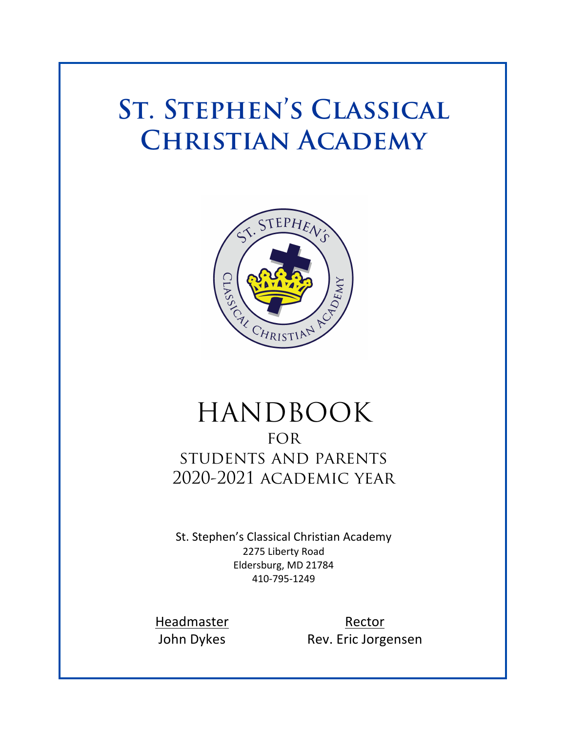# St. Stephen's Classical Christian Academy

# HANDBOOK

## FOR
## STUDENTS AND PARENTS
## 2020-2021 ACADEMIC YEAR

St. Stephen's Classical Christian Academy
2275 Liberty Road
Eldersburg, MD 21784
410-795-1249

| Headmaster | Rector |
| --- | --- |
| John Dykes | Rev. Eric Jorgensen |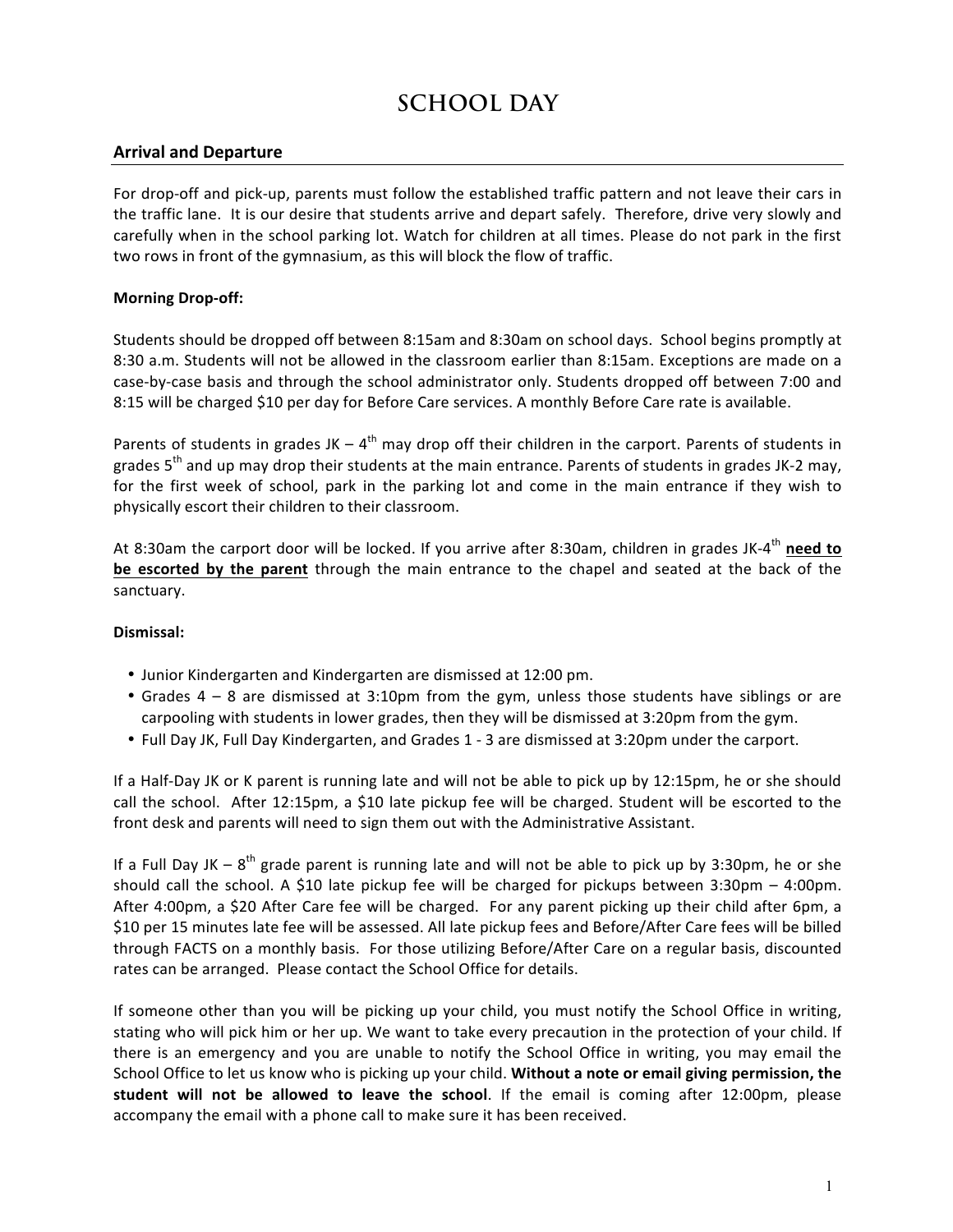# SCHOOL DAY

## Arrival and Departure

For drop-off and pick-up, parents must follow the established traffic pattern and not leave their cars in the traffic lane. It is our desire that students arrive and depart safely. Therefore, drive very slowly and carefully when in the school parking lot. Watch for children at all times. Please do not park in the first two rows in front of the gymnasium, as this will block the flow of traffic.

**Morning Drop-off:**

Students should be dropped off between 8:15am and 8:30am on school days. School begins promptly at 8:30 a.m. Students will not be allowed in the classroom earlier than 8:15am. Exceptions are made on a case-by-case basis and through the school administrator only. Students dropped off between 7:00 and 8:15 will be charged $10 per day for Before Care services. A monthly Before Care rate is available.

Parents of students in grades JK – 4th may drop off their children in the carport. Parents of students in grades 5th and up may drop their students at the main entrance. Parents of students in grades JK-2 may, for the first week of school, park in the parking lot and come in the main entrance if they wish to physically escort their children to their classroom.

At 8:30am the carport door will be locked. If you arrive after 8:30am, children in grades JK-4th **need to be escorted by the parent** through the main entrance to the chapel and seated at the back of the sanctuary.

**Dismissal:**

- Junior Kindergarten and Kindergarten are dismissed at 12:00 pm.
- Grades 4 – 8 are dismissed at 3:10pm from the gym, unless those students have siblings or are carpooling with students in lower grades, then they will be dismissed at 3:20pm from the gym.
- Full Day JK, Full Day Kindergarten, and Grades 1 - 3 are dismissed at 3:20pm under the carport.

If a Half-Day JK or K parent is running late and will not be able to pick up by 12:15pm, he or she should call the school. After 12:15pm, a $10 late pickup fee will be charged. Student will be escorted to the front desk and parents will need to sign them out with the Administrative Assistant.

If a Full Day JK – 8th grade parent is running late and will not be able to pick up by 3:30pm, he or she should call the school. A $10 late pickup fee will be charged for pickups between 3:30pm – 4:00pm. After 4:00pm, a $20 After Care fee will be charged. For any parent picking up their child after 6pm, a $10 per 15 minutes late fee will be assessed. All late pickup fees and Before/After Care fees will be billed through FACTS on a monthly basis. For those utilizing Before/After Care on a regular basis, discounted rates can be arranged. Please contact the School Office for details.

If someone other than you will be picking up your child, you must notify the School Office in writing, stating who will pick him or her up. We want to take every precaution in the protection of your child. If there is an emergency and you are unable to notify the School Office in writing, you may email the School Office to let us know who is picking up your child. **Without a note or email giving permission, the student will not be allowed to leave the school**. If the email is coming after 12:00pm, please accompany the email with a phone call to make sure it has been received.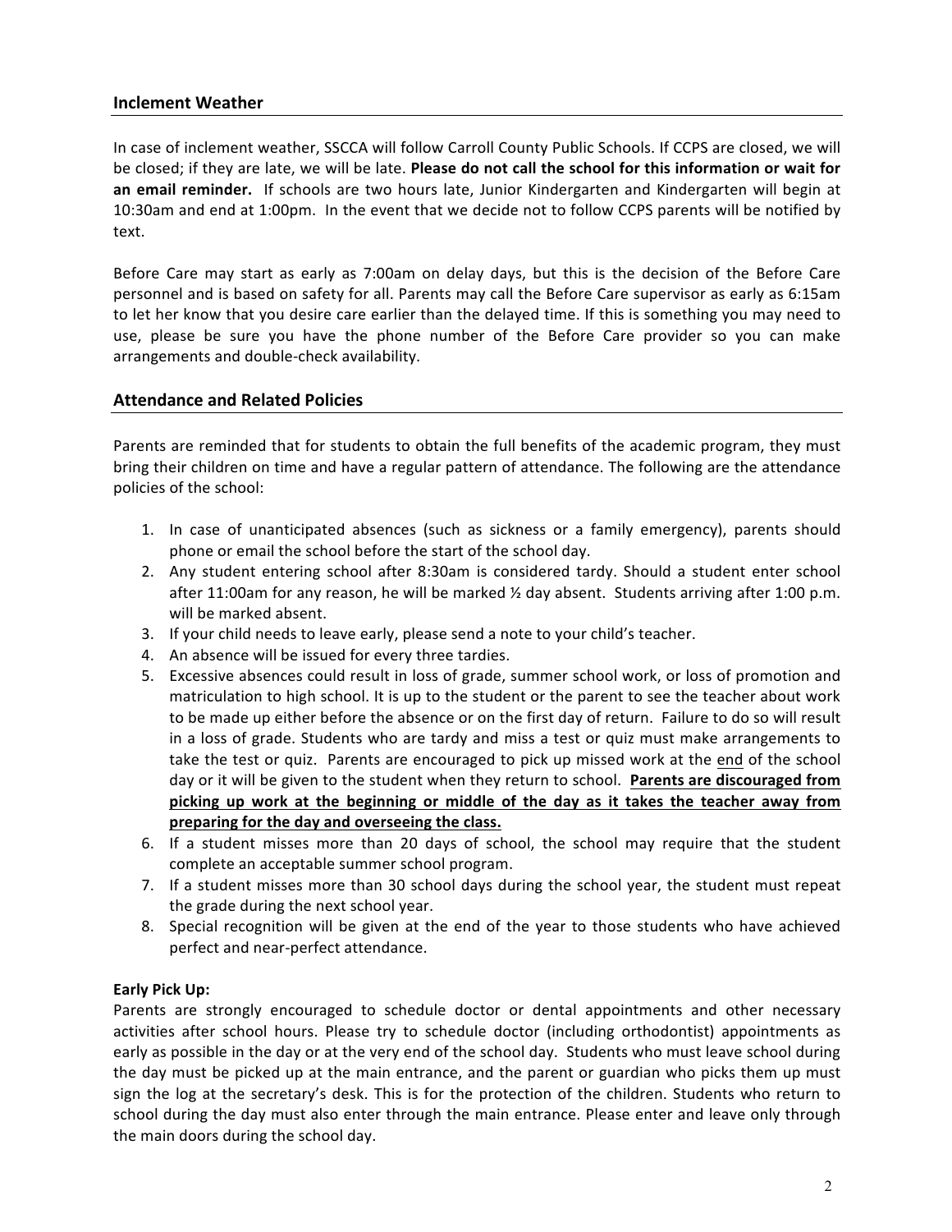## Inclement Weather

In case of inclement weather, SSCCA will follow Carroll County Public Schools. If CCPS are closed, we will be closed; if they are late, we will be late. **Please do not call the school for this information or wait for an email reminder.** If schools are two hours late, Junior Kindergarten and Kindergarten will begin at 10:30am and end at 1:00pm. In the event that we decide not to follow CCPS parents will be notified by text.

Before Care may start as early as 7:00am on delay days, but this is the decision of the Before Care personnel and is based on safety for all. Parents may call the Before Care supervisor as early as 6:15am to let her know that you desire care earlier than the delayed time. If this is something you may need to use, please be sure you have the phone number of the Before Care provider so you can make arrangements and double-check availability.

## Attendance and Related Policies

Parents are reminded that for students to obtain the full benefits of the academic program, they must bring their children on time and have a regular pattern of attendance. The following are the attendance policies of the school:

1. In case of unanticipated absences (such as sickness or a family emergency), parents should phone or email the school before the start of the school day.
2. Any student entering school after 8:30am is considered tardy. Should a student enter school after 11:00am for any reason, he will be marked ½ day absent. Students arriving after 1:00 p.m. will be marked absent.
3. If your child needs to leave early, please send a note to your child's teacher.
4. An absence will be issued for every three tardies.
5. Excessive absences could result in loss of grade, summer school work, or loss of promotion and matriculation to high school. It is up to the student or the parent to see the teacher about work to be made up either before the absence or on the first day of return. Failure to do so will result in a loss of grade. Students who are tardy and miss a test or quiz must make arrangements to take the test or quiz. Parents are encouraged to pick up missed work at the end of the school day or it will be given to the student when they return to school. **Parents are discouraged from picking up work at the beginning or middle of the day as it takes the teacher away from preparing for the day and overseeing the class.**
6. If a student misses more than 20 days of school, the school may require that the student complete an acceptable summer school program.
7. If a student misses more than 30 school days during the school year, the student must repeat the grade during the next school year.
8. Special recognition will be given at the end of the year to those students who have achieved perfect and near-perfect attendance.

**Early Pick Up:**
Parents are strongly encouraged to schedule doctor or dental appointments and other necessary activities after school hours. Please try to schedule doctor (including orthodontist) appointments as early as possible in the day or at the very end of the school day. Students who must leave school during the day must be picked up at the main entrance, and the parent or guardian who picks them up must sign the log at the secretary's desk. This is for the protection of the children. Students who return to school during the day must also enter through the main entrance. Please enter and leave only through the main doors during the school day.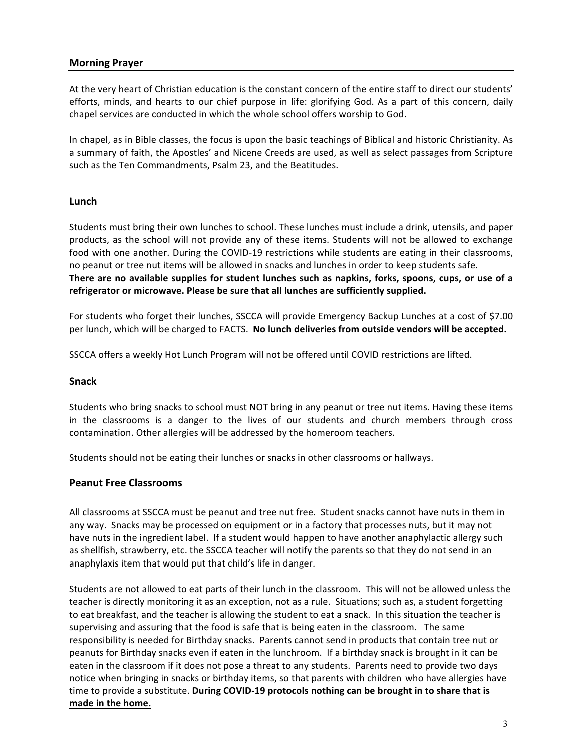## Morning Prayer

At the very heart of Christian education is the constant concern of the entire staff to direct our students' efforts, minds, and hearts to our chief purpose in life: glorifying God. As a part of this concern, daily chapel services are conducted in which the whole school offers worship to God.

In chapel, as in Bible classes, the focus is upon the basic teachings of Biblical and historic Christianity. As a summary of faith, the Apostles' and Nicene Creeds are used, as well as select passages from Scripture such as the Ten Commandments, Psalm 23, and the Beatitudes.

## Lunch

Students must bring their own lunches to school. These lunches must include a drink, utensils, and paper products, as the school will not provide any of these items. Students will not be allowed to exchange food with one another. During the COVID-19 restrictions while students are eating in their classrooms, no peanut or tree nut items will be allowed in snacks and lunches in order to keep students safe.
**There are no available supplies for student lunches such as napkins, forks, spoons, cups, or use of a refrigerator or microwave. Please be sure that all lunches are sufficiently supplied.**

For students who forget their lunches, SSCCA will provide Emergency Backup Lunches at a cost of $7.00 per lunch, which will be charged to FACTS. **No lunch deliveries from outside vendors will be accepted.**

SSCCA offers a weekly Hot Lunch Program will not be offered until COVID restrictions are lifted.

## Snack

Students who bring snacks to school must NOT bring in any peanut or tree nut items. Having these items in the classrooms is a danger to the lives of our students and church members through cross contamination. Other allergies will be addressed by the homeroom teachers.

Students should not be eating their lunches or snacks in other classrooms or hallways.

## Peanut Free Classrooms

All classrooms at SSCCA must be peanut and tree nut free. Student snacks cannot have nuts in them in any way. Snacks may be processed on equipment or in a factory that processes nuts, but it may not have nuts in the ingredient label. If a student would happen to have another anaphylactic allergy such as shellfish, strawberry, etc. the SSCCA teacher will notify the parents so that they do not send in an anaphylaxis item that would put that child's life in danger.

Students are not allowed to eat parts of their lunch in the classroom. This will not be allowed unless the teacher is directly monitoring it as an exception, not as a rule. Situations; such as, a student forgetting to eat breakfast, and the teacher is allowing the student to eat a snack. In this situation the teacher is supervising and assuring that the food is safe that is being eaten in the classroom. The same responsibility is needed for Birthday snacks. Parents cannot send in products that contain tree nut or peanuts for Birthday snacks even if eaten in the lunchroom. If a birthday snack is brought in it can be eaten in the classroom if it does not pose a threat to any students. Parents need to provide two days notice when bringing in snacks or birthday items, so that parents with children who have allergies have time to provide a substitute. **<u>During COVID-19 protocols nothing can be brought in to share that is made in the home.</u>**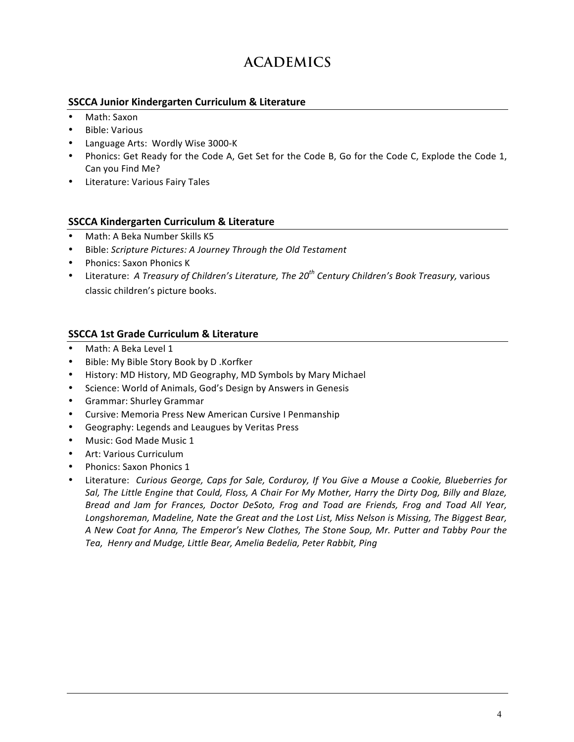# ACADEMICS

## SSCCA Junior Kindergarten Curriculum & Literature

- Math: Saxon
- Bible: Various
- Language Arts: Wordly Wise 3000-K
- Phonics: Get Ready for the Code A, Get Set for the Code B, Go for the Code C, Explode the Code 1, Can you Find Me?
- Literature: Various Fairy Tales

## SSCCA Kindergarten Curriculum & Literature

- Math: A Beka Number Skills K5
- Bible: *Scripture Pictures: A Journey Through the Old Testament*
- Phonics: Saxon Phonics K
- Literature: *A Treasury of Children's Literature, The 20th Century Children's Book Treasury,* various classic children's picture books.

## SSCCA 1st Grade Curriculum & Literature

- Math: A Beka Level 1
- Bible: My Bible Story Book by D .Korfker
- History: MD History, MD Geography, MD Symbols by Mary Michael
- Science: World of Animals, God's Design by Answers in Genesis
- Grammar: Shurley Grammar
- Cursive: Memoria Press New American Cursive I Penmanship
- Geography: Legends and Leaugues by Veritas Press
- Music: God Made Music 1
- Art: Various Curriculum
- Phonics: Saxon Phonics 1
- Literature: *Curious George, Caps for Sale, Corduroy, If You Give a Mouse a Cookie, Blueberries for Sal, The Little Engine that Could, Floss, A Chair For My Mother, Harry the Dirty Dog, Billy and Blaze, Bread and Jam for Frances, Doctor DeSoto, Frog and Toad are Friends, Frog and Toad All Year, Longshoreman, Madeline, Nate the Great and the Lost List, Miss Nelson is Missing, The Biggest Bear, A New Coat for Anna, The Emperor's New Clothes, The Stone Soup, Mr. Putter and Tabby Pour the Tea, Henry and Mudge, Little Bear, Amelia Bedelia, Peter Rabbit, Ping*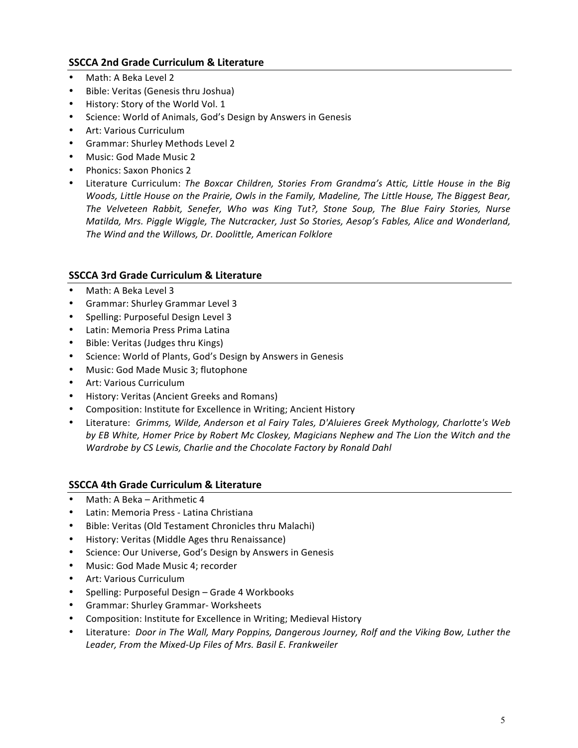## SSCCA 2nd Grade Curriculum & Literature

- Math: A Beka Level 2
- Bible: Veritas (Genesis thru Joshua)
- History: Story of the World Vol. 1
- Science: World of Animals, God's Design by Answers in Genesis
- Art: Various Curriculum
- Grammar: Shurley Methods Level 2
- Music: God Made Music 2
- Phonics: Saxon Phonics 2
- Literature Curriculum: *The Boxcar Children, Stories From Grandma's Attic, Little House in the Big Woods, Little House on the Prairie, Owls in the Family, Madeline, The Little House, The Biggest Bear, The Velveteen Rabbit, Senefer, Who was King Tut?, Stone Soup, The Blue Fairy Stories, Nurse Matilda, Mrs. Piggle Wiggle, The Nutcracker, Just So Stories, Aesop's Fables, Alice and Wonderland, The Wind and the Willows, Dr. Doolittle, American Folklore*

## SSCCA 3rd Grade Curriculum & Literature

- Math: A Beka Level 3
- Grammar: Shurley Grammar Level 3
- Spelling: Purposeful Design Level 3
- Latin: Memoria Press Prima Latina
- Bible: Veritas (Judges thru Kings)
- Science: World of Plants, God's Design by Answers in Genesis
- Music: God Made Music 3; flutophone
- Art: Various Curriculum
- History: Veritas (Ancient Greeks and Romans)
- Composition: Institute for Excellence in Writing; Ancient History
- Literature: *Grimms, Wilde, Anderson et al Fairy Tales, D'Aluieres Greek Mythology, Charlotte's Web by EB White, Homer Price by Robert Mc Closkey, Magicians Nephew and The Lion the Witch and the Wardrobe by CS Lewis, Charlie and the Chocolate Factory by Ronald Dahl*

## SSCCA 4th Grade Curriculum & Literature

- Math: A Beka – Arithmetic 4
- Latin: Memoria Press - Latina Christiana
- Bible: Veritas (Old Testament Chronicles thru Malachi)
- History: Veritas (Middle Ages thru Renaissance)
- Science: Our Universe, God's Design by Answers in Genesis
- Music: God Made Music 4; recorder
- Art: Various Curriculum
- Spelling: Purposeful Design – Grade 4 Workbooks
- Grammar: Shurley Grammar- Worksheets
- Composition: Institute for Excellence in Writing; Medieval History
- Literature: *Door in The Wall, Mary Poppins, Dangerous Journey, Rolf and the Viking Bow, Luther the Leader, From the Mixed-Up Files of Mrs. Basil E. Frankweiler*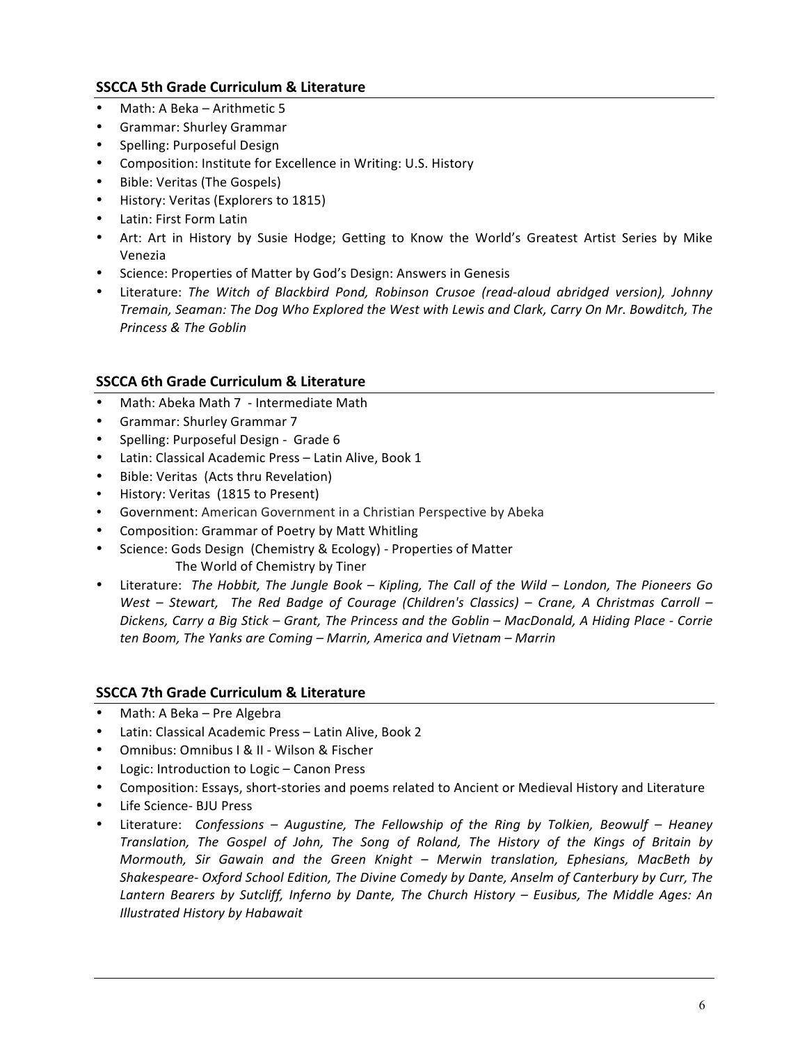## SSCCA 5th Grade Curriculum & Literature

- Math: A Beka – Arithmetic 5
- Grammar: Shurley Grammar
- Spelling: Purposeful Design
- Composition: Institute for Excellence in Writing: U.S. History
- Bible: Veritas (The Gospels)
- History: Veritas (Explorers to 1815)
- Latin: First Form Latin
- Art: Art in History by Susie Hodge; Getting to Know the World's Greatest Artist Series by Mike Venezia
- Science: Properties of Matter by God's Design: Answers in Genesis
- Literature: *The Witch of Blackbird Pond, Robinson Crusoe (read-aloud abridged version), Johnny Tremain, Seaman: The Dog Who Explored the West with Lewis and Clark, Carry On Mr. Bowditch, The Princess & The Goblin*

## SSCCA 6th Grade Curriculum & Literature

- Math: Abeka Math 7 - Intermediate Math
- Grammar: Shurley Grammar 7
- Spelling: Purposeful Design - Grade 6
- Latin: Classical Academic Press – Latin Alive, Book 1
- Bible: Veritas (Acts thru Revelation)
- History: Veritas (1815 to Present)
- Government: American Government in a Christian Perspective by Abeka
- Composition: Grammar of Poetry by Matt Whitling
- Science: Gods Design (Chemistry & Ecology) - Properties of Matter
  The World of Chemistry by Tiner
- Literature: *The Hobbit, The Jungle Book – Kipling, The Call of the Wild – London, The Pioneers Go West – Stewart, The Red Badge of Courage (Children's Classics) – Crane, A Christmas Carroll – Dickens, Carry a Big Stick – Grant, The Princess and the Goblin – MacDonald, A Hiding Place - Corrie ten Boom, The Yanks are Coming – Marrin, America and Vietnam – Marrin*

## SSCCA 7th Grade Curriculum & Literature

- Math: A Beka – Pre Algebra
- Latin: Classical Academic Press – Latin Alive, Book 2
- Omnibus: Omnibus I & II - Wilson & Fischer
- Logic: Introduction to Logic – Canon Press
- Composition: Essays, short-stories and poems related to Ancient or Medieval History and Literature
- Life Science- BJU Press
- Literature: *Confessions – Augustine, The Fellowship of the Ring by Tolkien, Beowulf – Heaney Translation, The Gospel of John, The Song of Roland, The History of the Kings of Britain by Mormouth, Sir Gawain and the Green Knight – Merwin translation, Ephesians, MacBeth by Shakespeare- Oxford School Edition, The Divine Comedy by Dante, Anselm of Canterbury by Curr, The Lantern Bearers by Sutcliff, Inferno by Dante, The Church History – Eusibus, The Middle Ages: An Illustrated History by Habawait*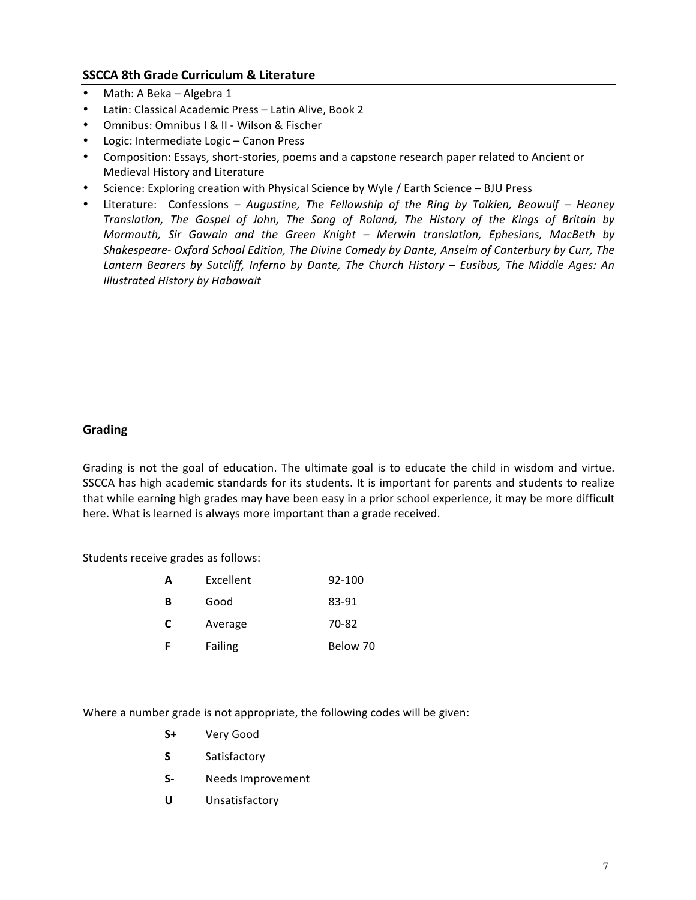## SSCCA 8th Grade Curriculum & Literature

- Math: A Beka – Algebra 1
- Latin: Classical Academic Press – Latin Alive, Book 2
- Omnibus: Omnibus I & II - Wilson & Fischer
- Logic: Intermediate Logic – Canon Press
- Composition: Essays, short-stories, poems and a capstone research paper related to Ancient or Medieval History and Literature
- Science: Exploring creation with Physical Science by Wyle / Earth Science – BJU Press
- Literature: Confessions – *Augustine, The Fellowship of the Ring by Tolkien, Beowulf – Heaney Translation, The Gospel of John, The Song of Roland, The History of the Kings of Britain by Mormouth, Sir Gawain and the Green Knight – Merwin translation, Ephesians, MacBeth by Shakespeare- Oxford School Edition, The Divine Comedy by Dante, Anselm of Canterbury by Curr, The Lantern Bearers by Sutcliff, Inferno by Dante, The Church History – Eusibus, The Middle Ages: An Illustrated History by Habawait*

## Grading

Grading is not the goal of education. The ultimate goal is to educate the child in wisdom and virtue. SSCCA has high academic standards for its students. It is important for parents and students to realize that while earning high grades may have been easy in a prior school experience, it may be more difficult here. What is learned is always more important than a grade received.

Students receive grades as follows:

| | | |
|---|---|---|
| **A** | Excellent | 92-100 |
| **B** | Good | 83-91 |
| **C** | Average | 70-82 |
| **F** | Failing | Below 70 |

Where a number grade is not appropriate, the following codes will be given:

| | |
|---|---|
| **S+** | Very Good |
| **S** | Satisfactory |
| **S-** | Needs Improvement |
| **U** | Unsatisfactory |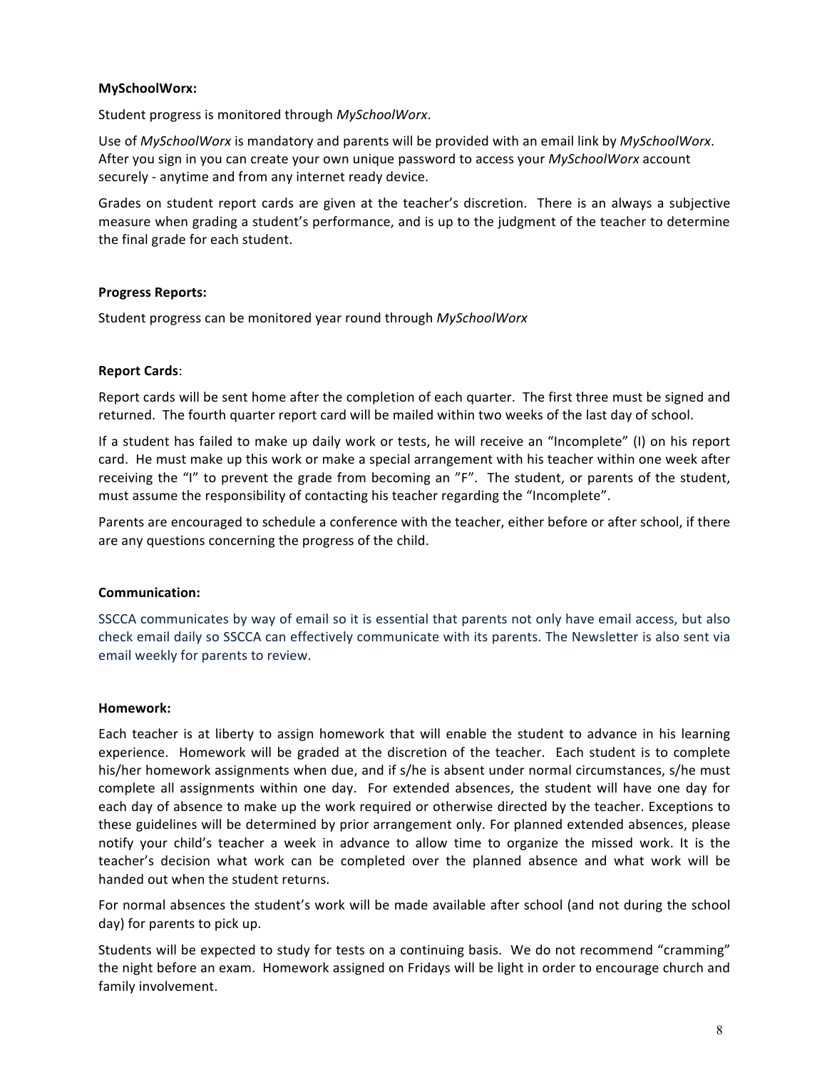**MySchoolWorx:**

Student progress is monitored through *MySchoolWorx*.

Use of *MySchoolWorx* is mandatory and parents will be provided with an email link by *MySchoolWorx*. After you sign in you can create your own unique password to access your *MySchoolWorx* account securely - anytime and from any internet ready device.

Grades on student report cards are given at the teacher's discretion. There is an always a subjective measure when grading a student's performance, and is up to the judgment of the teacher to determine the final grade for each student.

**Progress Reports:**

Student progress can be monitored year round through *MySchoolWorx*

**Report Cards**:

Report cards will be sent home after the completion of each quarter. The first three must be signed and returned. The fourth quarter report card will be mailed within two weeks of the last day of school.

If a student has failed to make up daily work or tests, he will receive an "Incomplete" (I) on his report card. He must make up this work or make a special arrangement with his teacher within one week after receiving the "I" to prevent the grade from becoming an "F". The student, or parents of the student, must assume the responsibility of contacting his teacher regarding the "Incomplete".

Parents are encouraged to schedule a conference with the teacher, either before or after school, if there are any questions concerning the progress of the child.

**Communication:**

SSCCA communicates by way of email so it is essential that parents not only have email access, but also check email daily so SSCCA can effectively communicate with its parents. The Newsletter is also sent via email weekly for parents to review.

**Homework:**

Each teacher is at liberty to assign homework that will enable the student to advance in his learning experience. Homework will be graded at the discretion of the teacher. Each student is to complete his/her homework assignments when due, and if s/he is absent under normal circumstances, s/he must complete all assignments within one day. For extended absences, the student will have one day for each day of absence to make up the work required or otherwise directed by the teacher. Exceptions to these guidelines will be determined by prior arrangement only. For planned extended absences, please notify your child's teacher a week in advance to allow time to organize the missed work. It is the teacher's decision what work can be completed over the planned absence and what work will be handed out when the student returns.

For normal absences the student's work will be made available after school (and not during the school day) for parents to pick up.

Students will be expected to study for tests on a continuing basis. We do not recommend "cramming" the night before an exam. Homework assigned on Fridays will be light in order to encourage church and family involvement.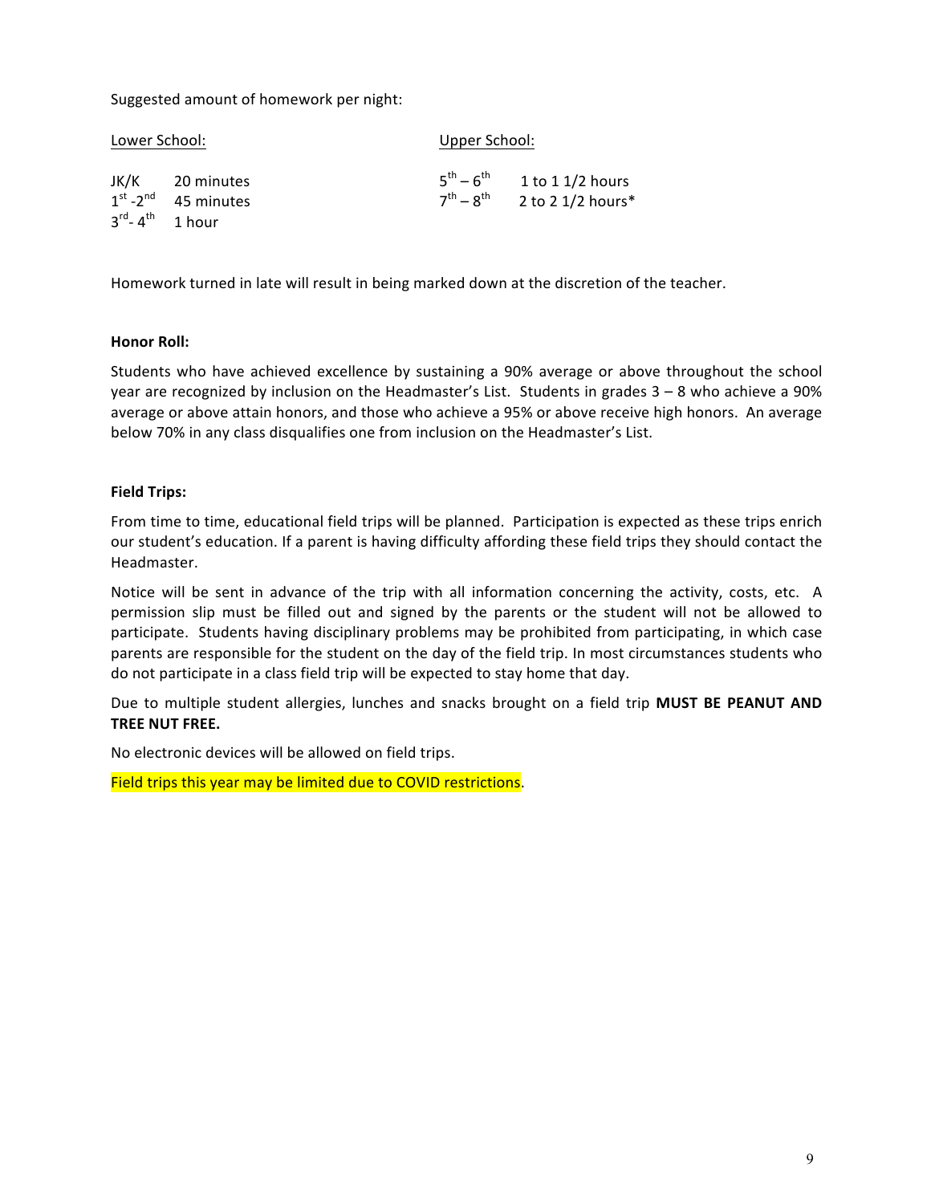Suggested amount of homework per night:

| Lower School: | | Upper School: | |
| --- | --- | --- | --- |
| JK/K | 20 minutes | 5th – 6th | 1 to 1 1/2 hours |
| 1st -2nd | 45 minutes | 7th – 8th | 2 to 2 1/2 hours* |
| 3rd- 4th | 1 hour | | |

Homework turned in late will result in being marked down at the discretion of the teacher.

**Honor Roll:**

Students who have achieved excellence by sustaining a 90% average or above throughout the school year are recognized by inclusion on the Headmaster's List. Students in grades 3 – 8 who achieve a 90% average or above attain honors, and those who achieve a 95% or above receive high honors. An average below 70% in any class disqualifies one from inclusion on the Headmaster's List.

**Field Trips:**

From time to time, educational field trips will be planned. Participation is expected as these trips enrich our student's education. If a parent is having difficulty affording these field trips they should contact the Headmaster.

Notice will be sent in advance of the trip with all information concerning the activity, costs, etc. A permission slip must be filled out and signed by the parents or the student will not be allowed to participate. Students having disciplinary problems may be prohibited from participating, in which case parents are responsible for the student on the day of the field trip. In most circumstances students who do not participate in a class field trip will be expected to stay home that day.

Due to multiple student allergies, lunches and snacks brought on a field trip **MUST BE PEANUT AND TREE NUT FREE.**

No electronic devices will be allowed on field trips.

Field trips this year may be limited due to COVID restrictions.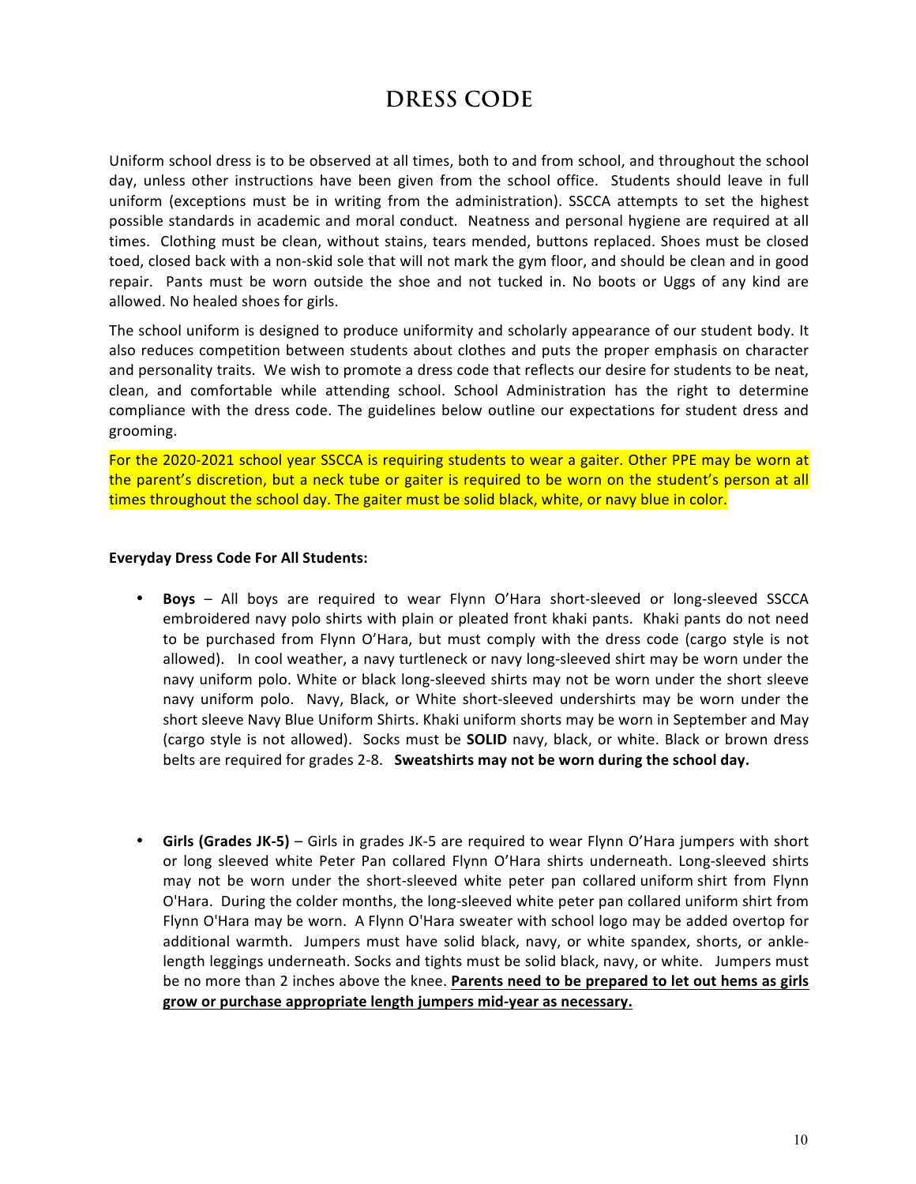# DRESS CODE

Uniform school dress is to be observed at all times, both to and from school, and throughout the school day, unless other instructions have been given from the school office. Students should leave in full uniform (exceptions must be in writing from the administration). SSCCA attempts to set the highest possible standards in academic and moral conduct. Neatness and personal hygiene are required at all times. Clothing must be clean, without stains, tears mended, buttons replaced. Shoes must be closed toed, closed back with a non-skid sole that will not mark the gym floor, and should be clean and in good repair. Pants must be worn outside the shoe and not tucked in. No boots or Uggs of any kind are allowed. No healed shoes for girls.

The school uniform is designed to produce uniformity and scholarly appearance of our student body. It also reduces competition between students about clothes and puts the proper emphasis on character and personality traits. We wish to promote a dress code that reflects our desire for students to be neat, clean, and comfortable while attending school. School Administration has the right to determine compliance with the dress code. The guidelines below outline our expectations for student dress and grooming.

For the 2020-2021 school year SSCCA is requiring students to wear a gaiter. Other PPE may be worn at the parent's discretion, but a neck tube or gaiter is required to be worn on the student's person at all times throughout the school day. The gaiter must be solid black, white, or navy blue in color.

**Everyday Dress Code For All Students:**

- **Boys** – All boys are required to wear Flynn O'Hara short-sleeved or long-sleeved SSCCA embroidered navy polo shirts with plain or pleated front khaki pants. Khaki pants do not need to be purchased from Flynn O'Hara, but must comply with the dress code (cargo style is not allowed). In cool weather, a navy turtleneck or navy long-sleeved shirt may be worn under the navy uniform polo. White or black long-sleeved shirts may not be worn under the short sleeve navy uniform polo. Navy, Black, or White short-sleeved undershirts may be worn under the short sleeve Navy Blue Uniform Shirts. Khaki uniform shorts may be worn in September and May (cargo style is not allowed). Socks must be **SOLID** navy, black, or white. Black or brown dress belts are required for grades 2-8. **Sweatshirts may not be worn during the school day.**

- **Girls (Grades JK-5)** – Girls in grades JK-5 are required to wear Flynn O'Hara jumpers with short or long sleeved white Peter Pan collared Flynn O'Hara shirts underneath. Long-sleeved shirts may not be worn under the short-sleeved white peter pan collared uniform shirt from Flynn O'Hara. During the colder months, the long-sleeved white peter pan collared uniform shirt from Flynn O'Hara may be worn. A Flynn O'Hara sweater with school logo may be added overtop for additional warmth. Jumpers must have solid black, navy, or white spandex, shorts, or ankle-length leggings underneath. Socks and tights must be solid black, navy, or white. Jumpers must be no more than 2 inches above the knee. **Parents need to be prepared to let out hems as girls grow or purchase appropriate length jumpers mid-year as necessary.**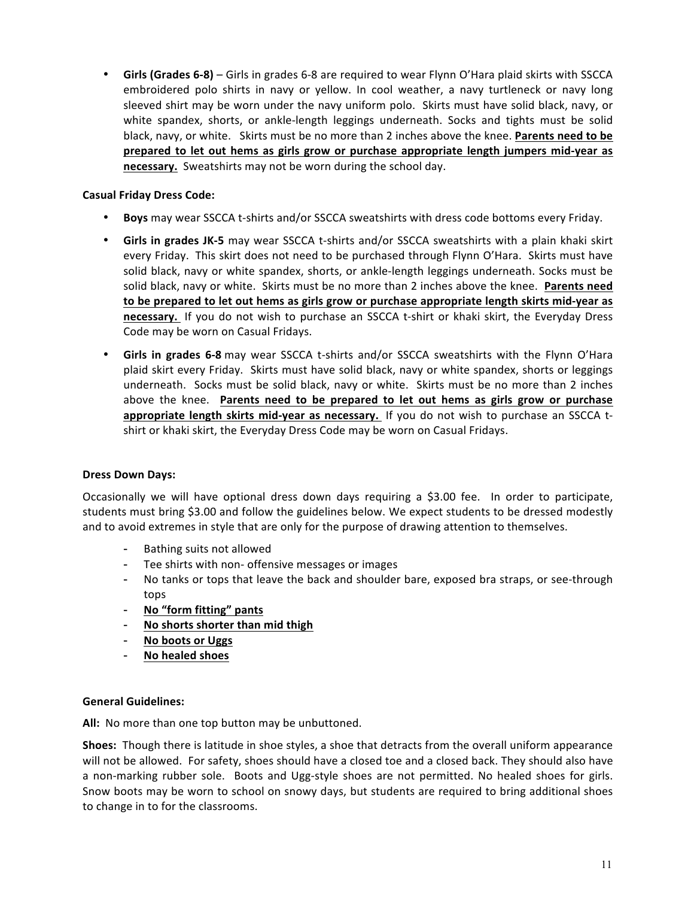- **Girls (Grades 6-8)** – Girls in grades 6-8 are required to wear Flynn O'Hara plaid skirts with SSCCA embroidered polo shirts in navy or yellow. In cool weather, a navy turtleneck or navy long sleeved shirt may be worn under the navy uniform polo. Skirts must have solid black, navy, or white spandex, shorts, or ankle-length leggings underneath. Socks and tights must be solid black, navy, or white. Skirts must be no more than 2 inches above the knee. **<u>Parents need to be prepared to let out hems as girls grow or purchase appropriate length jumpers mid-year as necessary.</u>** Sweatshirts may not be worn during the school day.

**Casual Friday Dress Code:**

- **Boys** may wear SSCCA t-shirts and/or SSCCA sweatshirts with dress code bottoms every Friday.
- **Girls in grades JK-5** may wear SSCCA t-shirts and/or SSCCA sweatshirts with a plain khaki skirt every Friday. This skirt does not need to be purchased through Flynn O'Hara. Skirts must have solid black, navy or white spandex, shorts, or ankle-length leggings underneath. Socks must be solid black, navy or white. Skirts must be no more than 2 inches above the knee. **<u>Parents need to be prepared to let out hems as girls grow or purchase appropriate length skirts mid-year as necessary.</u>** If you do not wish to purchase an SSCCA t-shirt or khaki skirt, the Everyday Dress Code may be worn on Casual Fridays.
- **Girls in grades 6-8** may wear SSCCA t-shirts and/or SSCCA sweatshirts with the Flynn O'Hara plaid skirt every Friday. Skirts must have solid black, navy or white spandex, shorts or leggings underneath. Socks must be solid black, navy or white. Skirts must be no more than 2 inches above the knee. **<u>Parents need to be prepared to let out hems as girls grow or purchase appropriate length skirts mid-year as necessary.</u>** If you do not wish to purchase an SSCCA t-shirt or khaki skirt, the Everyday Dress Code may be worn on Casual Fridays.

**Dress Down Days:**

Occasionally we will have optional dress down days requiring a $3.00 fee. In order to participate, students must bring $3.00 and follow the guidelines below. We expect students to be dressed modestly and to avoid extremes in style that are only for the purpose of drawing attention to themselves.

- Bathing suits not allowed
- Tee shirts with non- offensive messages or images
- No tanks or tops that leave the back and shoulder bare, exposed bra straps, or see-through tops
- **<u>No "form fitting" pants</u>**
- **<u>No shorts shorter than mid thigh</u>**
- **<u>No boots or Uggs</u>**
- **<u>No healed shoes</u>**

**General Guidelines:**

**All:** No more than one top button may be unbuttoned.

**Shoes:** Though there is latitude in shoe styles, a shoe that detracts from the overall uniform appearance will not be allowed. For safety, shoes should have a closed toe and a closed back. They should also have a non-marking rubber sole. Boots and Ugg-style shoes are not permitted. No healed shoes for girls. Snow boots may be worn to school on snowy days, but students are required to bring additional shoes to change in to for the classrooms.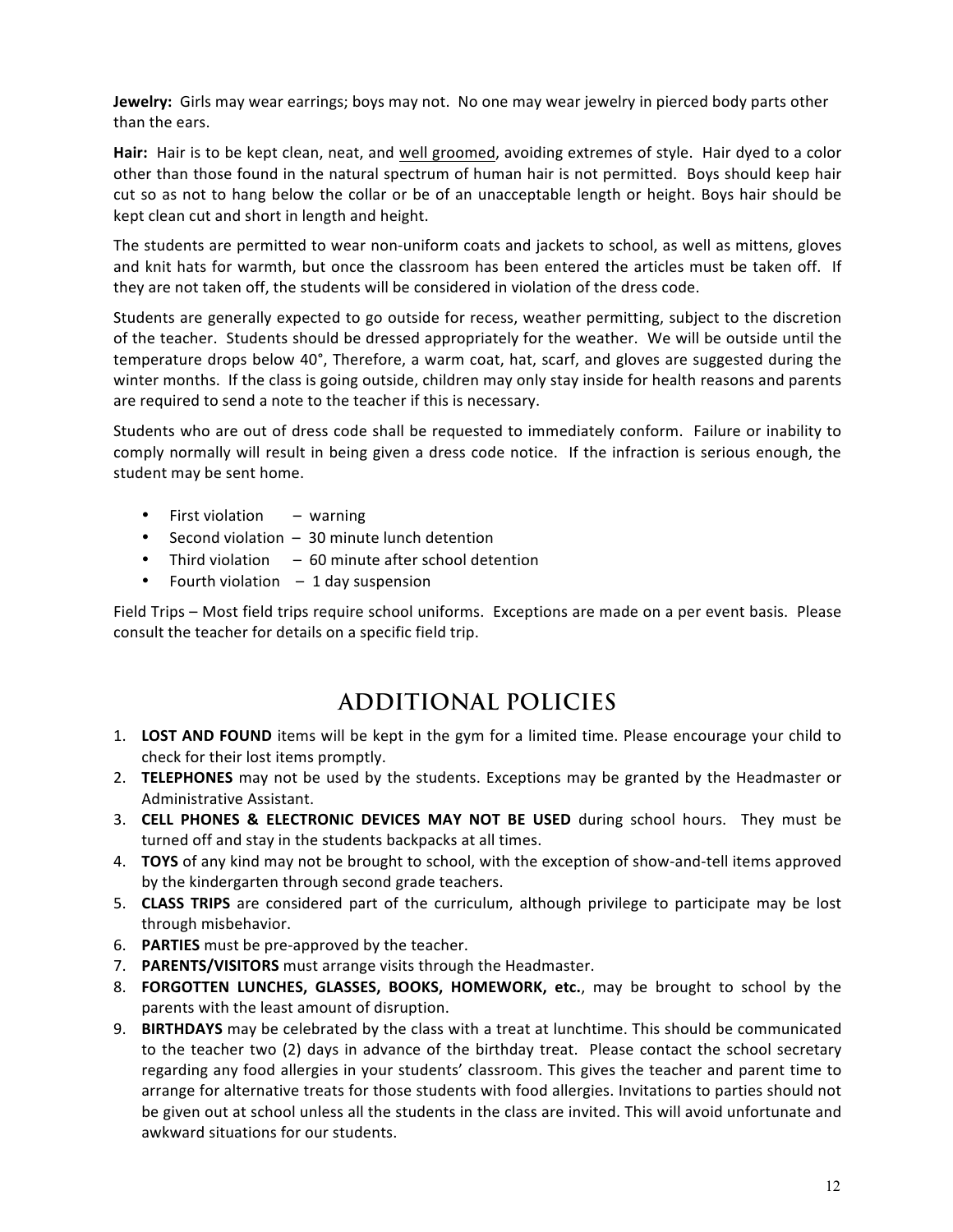**Jewelry:** Girls may wear earrings; boys may not. No one may wear jewelry in pierced body parts other than the ears.

**Hair:** Hair is to be kept clean, neat, and <u>well groomed</u>, avoiding extremes of style. Hair dyed to a color other than those found in the natural spectrum of human hair is not permitted. Boys should keep hair cut so as not to hang below the collar or be of an unacceptable length or height. Boys hair should be kept clean cut and short in length and height.

The students are permitted to wear non-uniform coats and jackets to school, as well as mittens, gloves and knit hats for warmth, but once the classroom has been entered the articles must be taken off. If they are not taken off, the students will be considered in violation of the dress code.

Students are generally expected to go outside for recess, weather permitting, subject to the discretion of the teacher. Students should be dressed appropriately for the weather. We will be outside until the temperature drops below 40°, Therefore, a warm coat, hat, scarf, and gloves are suggested during the winter months. If the class is going outside, children may only stay inside for health reasons and parents are required to send a note to the teacher if this is necessary.

Students who are out of dress code shall be requested to immediately conform. Failure or inability to comply normally will result in being given a dress code notice. If the infraction is serious enough, the student may be sent home.

- First violation – warning
- Second violation – 30 minute lunch detention
- Third violation – 60 minute after school detention
- Fourth violation – 1 day suspension

Field Trips – Most field trips require school uniforms. Exceptions are made on a per event basis. Please consult the teacher for details on a specific field trip.

# ADDITIONAL POLICIES

1. **LOST AND FOUND** items will be kept in the gym for a limited time. Please encourage your child to check for their lost items promptly.
2. **TELEPHONES** may not be used by the students. Exceptions may be granted by the Headmaster or Administrative Assistant.
3. **CELL PHONES & ELECTRONIC DEVICES MAY NOT BE USED** during school hours. They must be turned off and stay in the students backpacks at all times.
4. **TOYS** of any kind may not be brought to school, with the exception of show-and-tell items approved by the kindergarten through second grade teachers.
5. **CLASS TRIPS** are considered part of the curriculum, although privilege to participate may be lost through misbehavior.
6. **PARTIES** must be pre-approved by the teacher.
7. **PARENTS/VISITORS** must arrange visits through the Headmaster.
8. **FORGOTTEN LUNCHES, GLASSES, BOOKS, HOMEWORK, etc.**, may be brought to school by the parents with the least amount of disruption.
9. **BIRTHDAYS** may be celebrated by the class with a treat at lunchtime. This should be communicated to the teacher two (2) days in advance of the birthday treat. Please contact the school secretary regarding any food allergies in your students' classroom. This gives the teacher and parent time to arrange for alternative treats for those students with food allergies. Invitations to parties should not be given out at school unless all the students in the class are invited. This will avoid unfortunate and awkward situations for our students.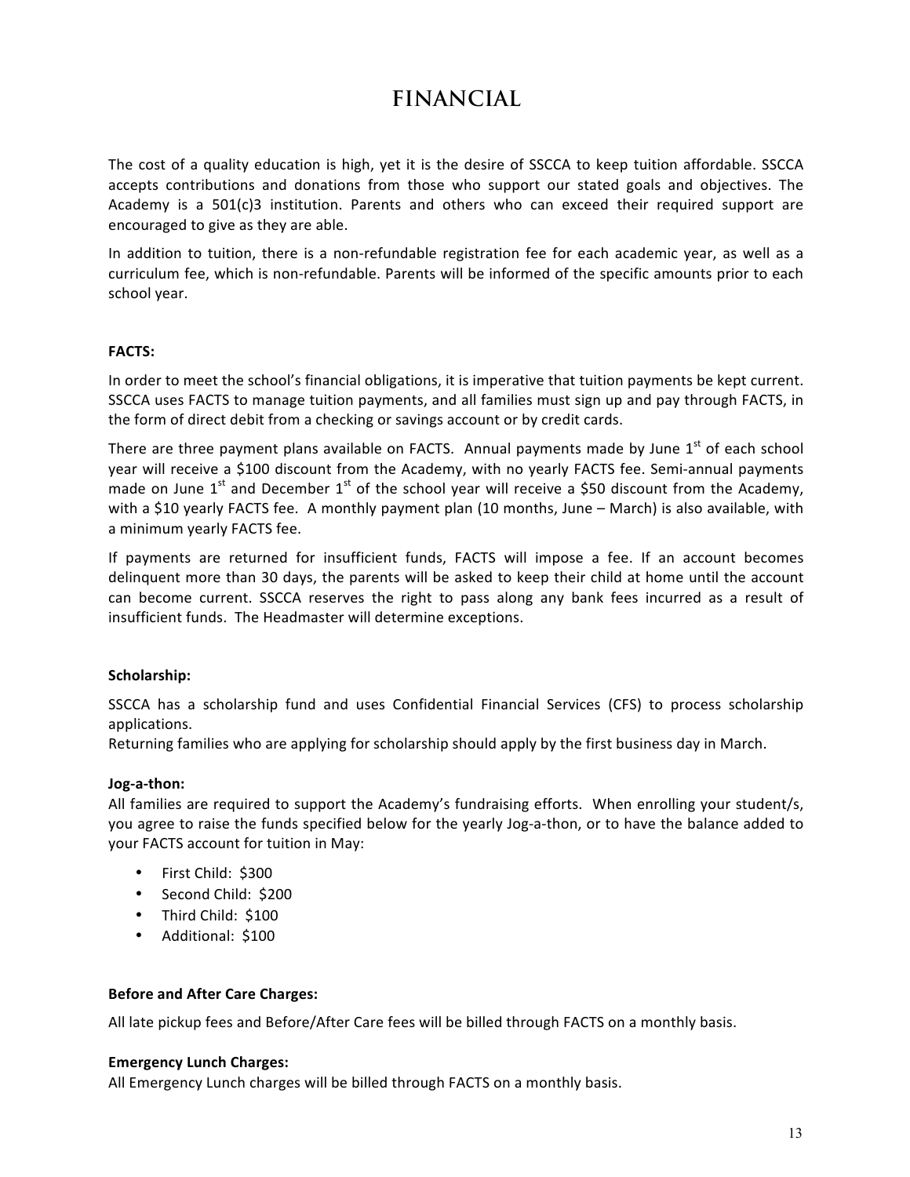# FINANCIAL

The cost of a quality education is high, yet it is the desire of SSCCA to keep tuition affordable. SSCCA accepts contributions and donations from those who support our stated goals and objectives. The Academy is a 501(c)3 institution. Parents and others who can exceed their required support are encouraged to give as they are able.

In addition to tuition, there is a non-refundable registration fee for each academic year, as well as a curriculum fee, which is non-refundable. Parents will be informed of the specific amounts prior to each school year.

**FACTS:**

In order to meet the school's financial obligations, it is imperative that tuition payments be kept current. SSCCA uses FACTS to manage tuition payments, and all families must sign up and pay through FACTS, in the form of direct debit from a checking or savings account or by credit cards.

There are three payment plans available on FACTS. Annual payments made by June 1st of each school year will receive a $100 discount from the Academy, with no yearly FACTS fee. Semi-annual payments made on June 1st and December 1st of the school year will receive a $50 discount from the Academy, with a $10 yearly FACTS fee. A monthly payment plan (10 months, June – March) is also available, with a minimum yearly FACTS fee.

If payments are returned for insufficient funds, FACTS will impose a fee. If an account becomes delinquent more than 30 days, the parents will be asked to keep their child at home until the account can become current. SSCCA reserves the right to pass along any bank fees incurred as a result of insufficient funds. The Headmaster will determine exceptions.

**Scholarship:**

SSCCA has a scholarship fund and uses Confidential Financial Services (CFS) to process scholarship applications.
Returning families who are applying for scholarship should apply by the first business day in March.

**Jog-a-thon:**

All families are required to support the Academy's fundraising efforts. When enrolling your student/s, you agree to raise the funds specified below for the yearly Jog-a-thon, or to have the balance added to your FACTS account for tuition in May:

- First Child: $300
- Second Child: $200
- Third Child: $100
- Additional: $100

**Before and After Care Charges:**

All late pickup fees and Before/After Care fees will be billed through FACTS on a monthly basis.

**Emergency Lunch Charges:**

All Emergency Lunch charges will be billed through FACTS on a monthly basis.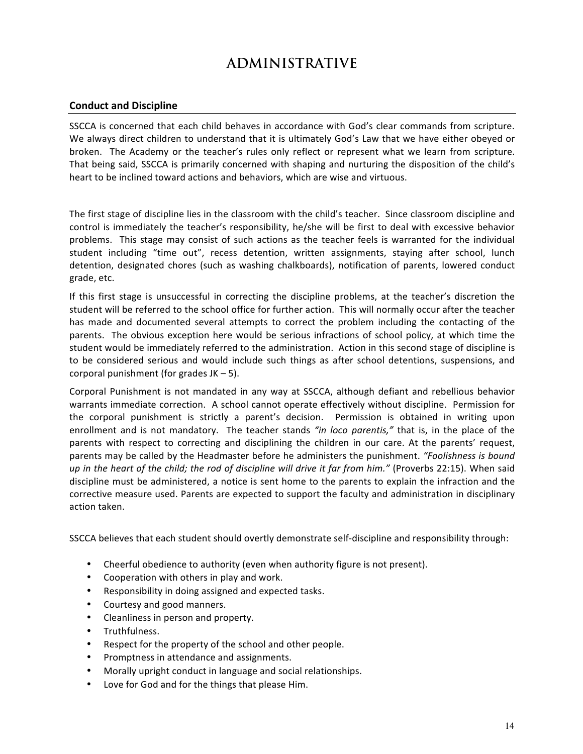# ADMINISTRATIVE

## Conduct and Discipline

SSCCA is concerned that each child behaves in accordance with God's clear commands from scripture. We always direct children to understand that it is ultimately God's Law that we have either obeyed or broken. The Academy or the teacher's rules only reflect or represent what we learn from scripture. That being said, SSCCA is primarily concerned with shaping and nurturing the disposition of the child's heart to be inclined toward actions and behaviors, which are wise and virtuous.

The first stage of discipline lies in the classroom with the child's teacher. Since classroom discipline and control is immediately the teacher's responsibility, he/she will be first to deal with excessive behavior problems. This stage may consist of such actions as the teacher feels is warranted for the individual student including "time out", recess detention, written assignments, staying after school, lunch detention, designated chores (such as washing chalkboards), notification of parents, lowered conduct grade, etc.

If this first stage is unsuccessful in correcting the discipline problems, at the teacher's discretion the student will be referred to the school office for further action. This will normally occur after the teacher has made and documented several attempts to correct the problem including the contacting of the parents. The obvious exception here would be serious infractions of school policy, at which time the student would be immediately referred to the administration. Action in this second stage of discipline is to be considered serious and would include such things as after school detentions, suspensions, and corporal punishment (for grades JK – 5).

Corporal Punishment is not mandated in any way at SSCCA, although defiant and rebellious behavior warrants immediate correction. A school cannot operate effectively without discipline. Permission for the corporal punishment is strictly a parent's decision. Permission is obtained in writing upon enrollment and is not mandatory. The teacher stands *"in loco parentis,"* that is, in the place of the parents with respect to correcting and disciplining the children in our care. At the parents' request, parents may be called by the Headmaster before he administers the punishment. *"Foolishness is bound up in the heart of the child; the rod of discipline will drive it far from him."* (Proverbs 22:15). When said discipline must be administered, a notice is sent home to the parents to explain the infraction and the corrective measure used. Parents are expected to support the faculty and administration in disciplinary action taken.

SSCCA believes that each student should overtly demonstrate self-discipline and responsibility through:

- Cheerful obedience to authority (even when authority figure is not present).
- Cooperation with others in play and work.
- Responsibility in doing assigned and expected tasks.
- Courtesy and good manners.
- Cleanliness in person and property.
- Truthfulness.
- Respect for the property of the school and other people.
- Promptness in attendance and assignments.
- Morally upright conduct in language and social relationships.
- Love for God and for the things that please Him.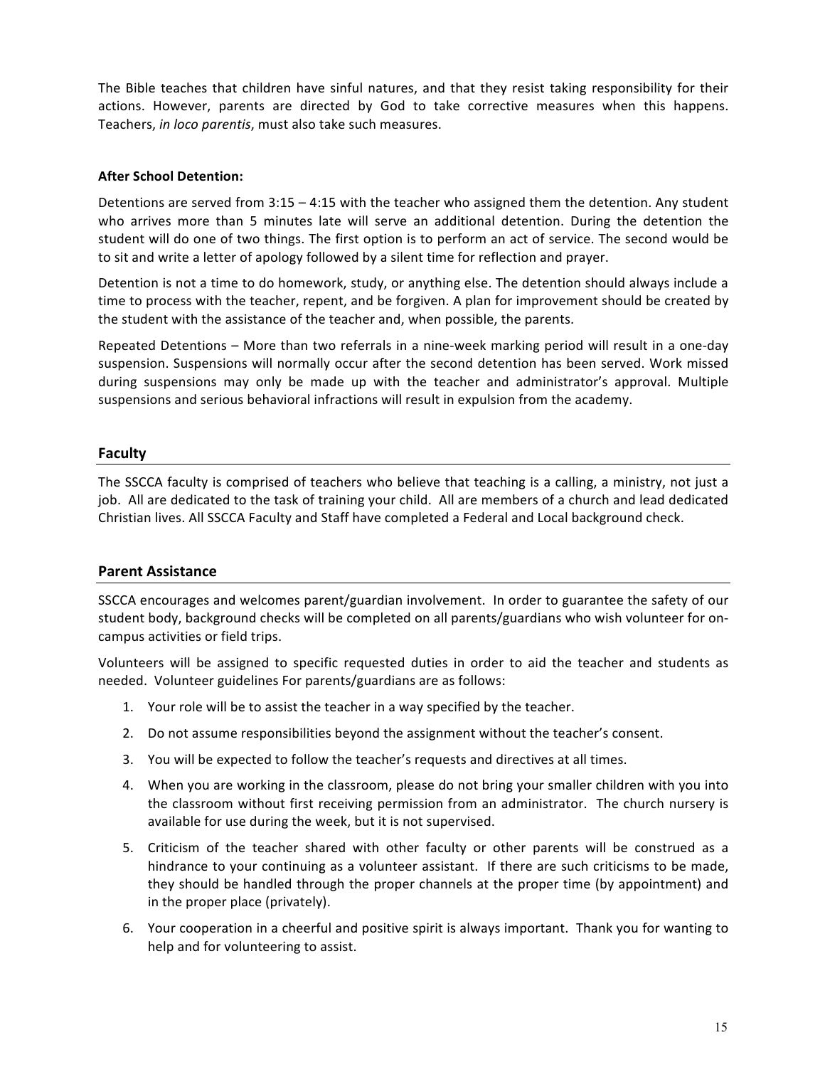The Bible teaches that children have sinful natures, and that they resist taking responsibility for their actions. However, parents are directed by God to take corrective measures when this happens. Teachers, *in loco parentis*, must also take such measures.

**After School Detention:**

Detentions are served from 3:15 – 4:15 with the teacher who assigned them the detention. Any student who arrives more than 5 minutes late will serve an additional detention. During the detention the student will do one of two things. The first option is to perform an act of service. The second would be to sit and write a letter of apology followed by a silent time for reflection and prayer.

Detention is not a time to do homework, study, or anything else. The detention should always include a time to process with the teacher, repent, and be forgiven. A plan for improvement should be created by the student with the assistance of the teacher and, when possible, the parents.

Repeated Detentions – More than two referrals in a nine-week marking period will result in a one-day suspension. Suspensions will normally occur after the second detention has been served. Work missed during suspensions may only be made up with the teacher and administrator's approval. Multiple suspensions and serious behavioral infractions will result in expulsion from the academy.

## Faculty

The SSCCA faculty is comprised of teachers who believe that teaching is a calling, a ministry, not just a job. All are dedicated to the task of training your child. All are members of a church and lead dedicated Christian lives. All SSCCA Faculty and Staff have completed a Federal and Local background check.

## Parent Assistance

SSCCA encourages and welcomes parent/guardian involvement. In order to guarantee the safety of our student body, background checks will be completed on all parents/guardians who wish volunteer for on-campus activities or field trips.

Volunteers will be assigned to specific requested duties in order to aid the teacher and students as needed. Volunteer guidelines For parents/guardians are as follows:

1. Your role will be to assist the teacher in a way specified by the teacher.
2. Do not assume responsibilities beyond the assignment without the teacher's consent.
3. You will be expected to follow the teacher's requests and directives at all times.
4. When you are working in the classroom, please do not bring your smaller children with you into the classroom without first receiving permission from an administrator. The church nursery is available for use during the week, but it is not supervised.
5. Criticism of the teacher shared with other faculty or other parents will be construed as a hindrance to your continuing as a volunteer assistant. If there are such criticisms to be made, they should be handled through the proper channels at the proper time (by appointment) and in the proper place (privately).
6. Your cooperation in a cheerful and positive spirit is always important. Thank you for wanting to help and for volunteering to assist.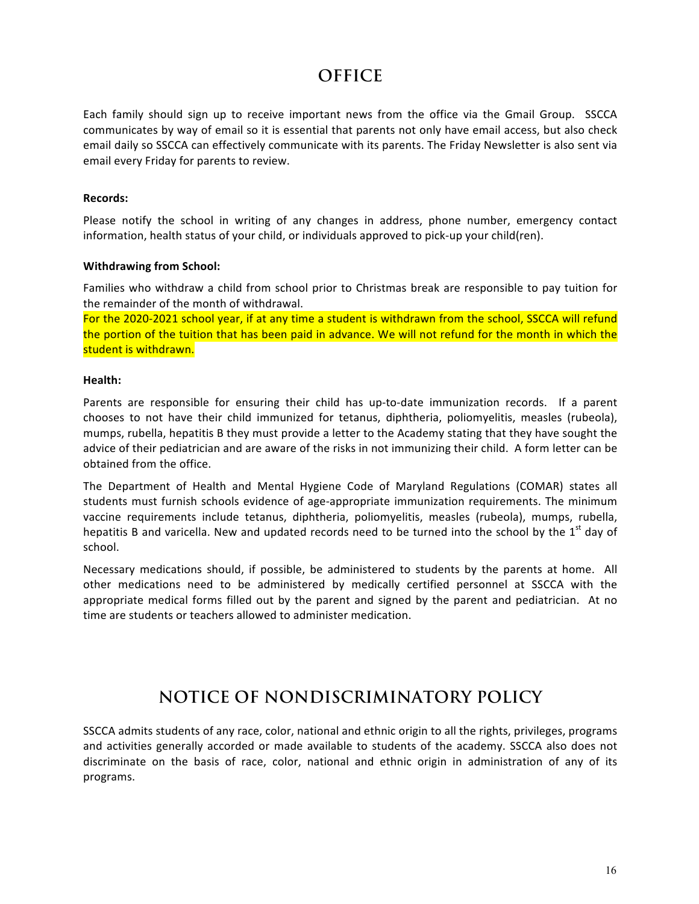# OFFICE

Each family should sign up to receive important news from the office via the Gmail Group. SSCCA communicates by way of email so it is essential that parents not only have email access, but also check email daily so SSCCA can effectively communicate with its parents. The Friday Newsletter is also sent via email every Friday for parents to review.

**Records:**

Please notify the school in writing of any changes in address, phone number, emergency contact information, health status of your child, or individuals approved to pick-up your child(ren).

**Withdrawing from School:**

Families who withdraw a child from school prior to Christmas break are responsible to pay tuition for the remainder of the month of withdrawal.

For the 2020-2021 school year, if at any time a student is withdrawn from the school, SSCCA will refund the portion of the tuition that has been paid in advance. We will not refund for the month in which the student is withdrawn.

**Health:**

Parents are responsible for ensuring their child has up-to-date immunization records. If a parent chooses to not have their child immunized for tetanus, diphtheria, poliomyelitis, measles (rubeola), mumps, rubella, hepatitis B they must provide a letter to the Academy stating that they have sought the advice of their pediatrician and are aware of the risks in not immunizing their child. A form letter can be obtained from the office.

The Department of Health and Mental Hygiene Code of Maryland Regulations (COMAR) states all students must furnish schools evidence of age-appropriate immunization requirements. The minimum vaccine requirements include tetanus, diphtheria, poliomyelitis, measles (rubeola), mumps, rubella, hepatitis B and varicella. New and updated records need to be turned into the school by the 1st day of school.

Necessary medications should, if possible, be administered to students by the parents at home. All other medications need to be administered by medically certified personnel at SSCCA with the appropriate medical forms filled out by the parent and signed by the parent and pediatrician. At no time are students or teachers allowed to administer medication.

# NOTICE OF NONDISCRIMINATORY POLICY

SSCCA admits students of any race, color, national and ethnic origin to all the rights, privileges, programs and activities generally accorded or made available to students of the academy. SSCCA also does not discriminate on the basis of race, color, national and ethnic origin in administration of any of its programs.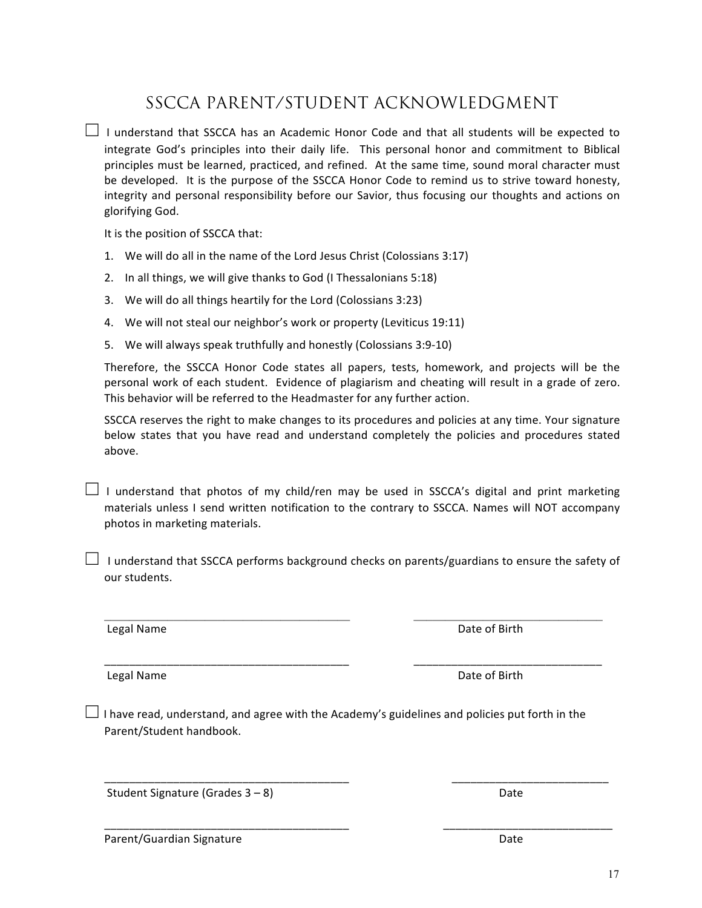# SSCCA PARENT/STUDENT ACKNOWLEDGMENT

☐ I understand that SSCCA has an Academic Honor Code and that all students will be expected to integrate God's principles into their daily life. This personal honor and commitment to Biblical principles must be learned, practiced, and refined. At the same time, sound moral character must be developed. It is the purpose of the SSCCA Honor Code to remind us to strive toward honesty, integrity and personal responsibility before our Savior, thus focusing our thoughts and actions on glorifying God.

It is the position of SSCCA that:

1. We will do all in the name of the Lord Jesus Christ (Colossians 3:17)
2. In all things, we will give thanks to God (I Thessalonians 5:18)
3. We will do all things heartily for the Lord (Colossians 3:23)
4. We will not steal our neighbor's work or property (Leviticus 19:11)
5. We will always speak truthfully and honestly (Colossians 3:9-10)

Therefore, the SSCCA Honor Code states all papers, tests, homework, and projects will be the personal work of each student. Evidence of plagiarism and cheating will result in a grade of zero. This behavior will be referred to the Headmaster for any further action.

SSCCA reserves the right to make changes to its procedures and policies at any time. Your signature below states that you have read and understand completely the policies and procedures stated above.

☐ I understand that photos of my child/ren may be used in SSCCA's digital and print marketing materials unless I send written notification to the contrary to SSCCA. Names will NOT accompany photos in marketing materials.

☐ I understand that SSCCA performs background checks on parents/guardians to ensure the safety of our students.

_______________________________________ &nbsp;&nbsp;&nbsp;&nbsp; ______________________________

Legal Name &nbsp;&nbsp;&nbsp;&nbsp; Date of Birth

_______________________________________ &nbsp;&nbsp;&nbsp;&nbsp; ______________________________

Legal Name &nbsp;&nbsp;&nbsp;&nbsp; Date of Birth

☐ I have read, understand, and agree with the Academy's guidelines and policies put forth in the Parent/Student handbook.

_______________________________________ &nbsp;&nbsp;&nbsp;&nbsp; _________________________

Student Signature (Grades 3 – 8) &nbsp;&nbsp;&nbsp;&nbsp; Date

_______________________________________ &nbsp;&nbsp;&nbsp;&nbsp; ___________________________

Parent/Guardian Signature &nbsp;&nbsp;&nbsp;&nbsp; Date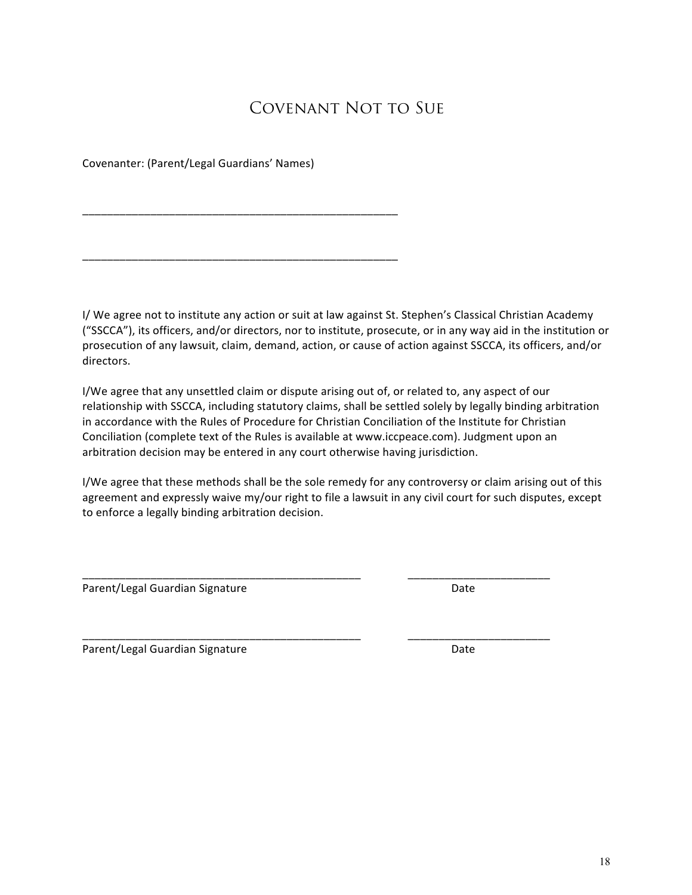# Covenant Not to Sue

Covenanter: (Parent/Legal Guardians' Names)

_____________________________________________________

_____________________________________________________

I/ We agree not to institute any action or suit at law against St. Stephen's Classical Christian Academy ("SSCCA"), its officers, and/or directors, nor to institute, prosecute, or in any way aid in the institution or prosecution of any lawsuit, claim, demand, action, or cause of action against SSCCA, its officers, and/or directors.

I/We agree that any unsettled claim or dispute arising out of, or related to, any aspect of our relationship with SSCCA, including statutory claims, shall be settled solely by legally binding arbitration in accordance with the Rules of Procedure for Christian Conciliation of the Institute for Christian Conciliation (complete text of the Rules is available at www.iccpeace.com). Judgment upon an arbitration decision may be entered in any court otherwise having jurisdiction.

I/We agree that these methods shall be the sole remedy for any controversy or claim arising out of this agreement and expressly waive my/our right to file a lawsuit in any civil court for such disputes, except to enforce a legally binding arbitration decision.

_______________________________________________ _______________________

Parent/Legal Guardian Signature Date

_______________________________________________ _______________________

Parent/Legal Guardian Signature Date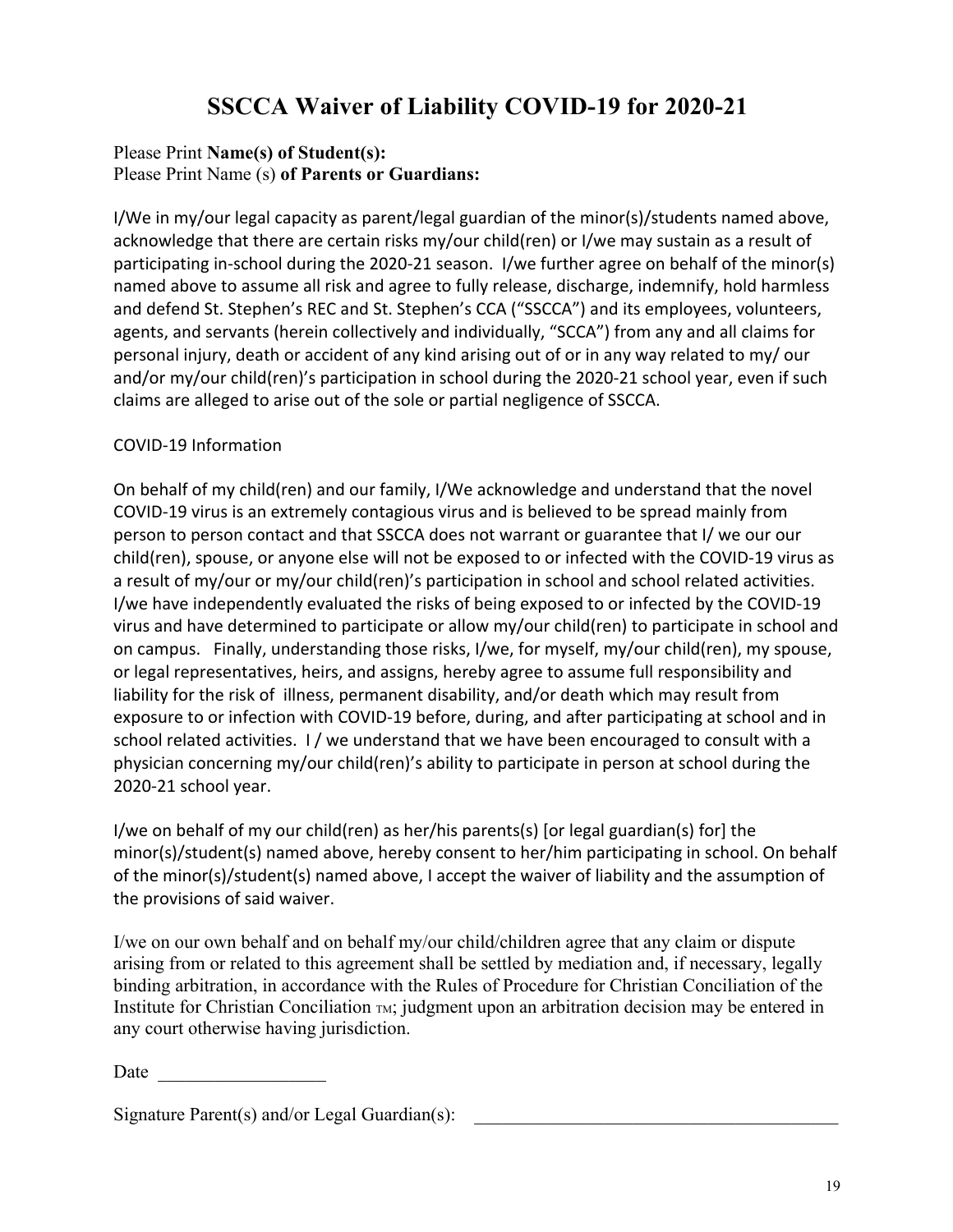# SSCCA Waiver of Liability COVID-19 for 2020-21

Please Print **Name(s) of Student(s):**
Please Print Name (s) **of Parents or Guardians:**

I/We in my/our legal capacity as parent/legal guardian of the minor(s)/students named above, acknowledge that there are certain risks my/our child(ren) or I/we may sustain as a result of participating in-school during the 2020-21 season. I/we further agree on behalf of the minor(s) named above to assume all risk and agree to fully release, discharge, indemnify, hold harmless and defend St. Stephen's REC and St. Stephen's CCA ("SSCCA") and its employees, volunteers, agents, and servants (herein collectively and individually, "SCCA") from any and all claims for personal injury, death or accident of any kind arising out of or in any way related to my/ our and/or my/our child(ren)'s participation in school during the 2020-21 school year, even if such claims are alleged to arise out of the sole or partial negligence of SSCCA.

COVID-19 Information

On behalf of my child(ren) and our family, I/We acknowledge and understand that the novel COVID-19 virus is an extremely contagious virus and is believed to be spread mainly from person to person contact and that SSCCA does not warrant or guarantee that I/ we our our child(ren), spouse, or anyone else will not be exposed to or infected with the COVID-19 virus as a result of my/our or my/our child(ren)'s participation in school and school related activities. I/we have independently evaluated the risks of being exposed to or infected by the COVID-19 virus and have determined to participate or allow my/our child(ren) to participate in school and on campus. Finally, understanding those risks, I/we, for myself, my/our child(ren), my spouse, or legal representatives, heirs, and assigns, hereby agree to assume full responsibility and liability for the risk of illness, permanent disability, and/or death which may result from exposure to or infection with COVID-19 before, during, and after participating at school and in school related activities. I / we understand that we have been encouraged to consult with a physician concerning my/our child(ren)'s ability to participate in person at school during the 2020-21 school year.

I/we on behalf of my our child(ren) as her/his parents(s) [or legal guardian(s) for] the minor(s)/student(s) named above, hereby consent to her/him participating in school. On behalf of the minor(s)/student(s) named above, I accept the waiver of liability and the assumption of the provisions of said waiver.

I/we on our own behalf and on behalf my/our child/children agree that any claim or dispute arising from or related to this agreement shall be settled by mediation and, if necessary, legally binding arbitration, in accordance with the Rules of Procedure for Christian Conciliation of the Institute for Christian Conciliation ™; judgment upon an arbitration decision may be entered in any court otherwise having jurisdiction.

Date \_\_\_\_\_\_\_\_\_\_\_\_\_\_\_\_\_\_

Signature Parent(s) and/or Legal Guardian(s): \_\_\_\_\_\_\_\_\_\_\_\_\_\_\_\_\_\_\_\_\_\_\_\_\_\_\_\_\_\_\_\_\_\_\_\_\_\_\_\_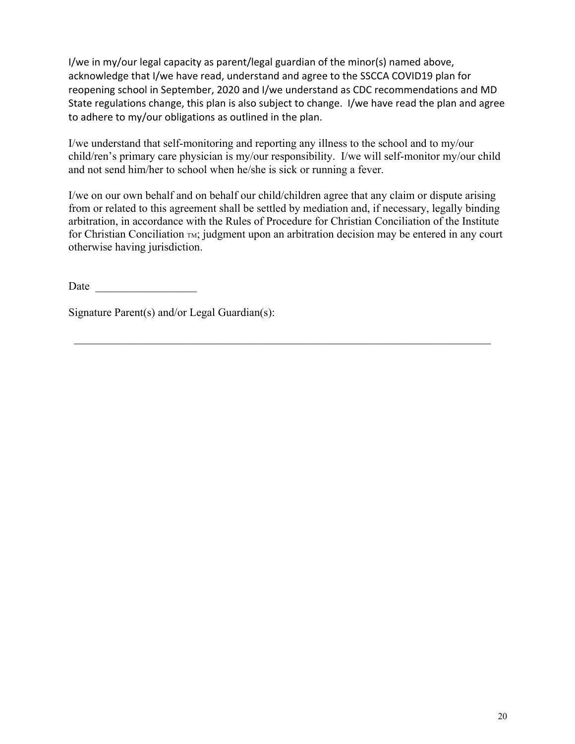I/we in my/our legal capacity as parent/legal guardian of the minor(s) named above, acknowledge that I/we have read, understand and agree to the SSCCA COVID19 plan for reopening school in September, 2020 and I/we understand as CDC recommendations and MD State regulations change, this plan is also subject to change. I/we have read the plan and agree to adhere to my/our obligations as outlined in the plan.

I/we understand that self-monitoring and reporting any illness to the school and to my/our child/ren's primary care physician is my/our responsibility. I/we will self-monitor my/our child and not send him/her to school when he/she is sick or running a fever.

I/we on our own behalf and on behalf our child/children agree that any claim or dispute arising from or related to this agreement shall be settled by mediation and, if necessary, legally binding arbitration, in accordance with the Rules of Procedure for Christian Conciliation of the Institute for Christian Conciliation TM; judgment upon an arbitration decision may be entered in any court otherwise having jurisdiction.

Date __________________

Signature Parent(s) and/or Legal Guardian(s):

_______________________________________________________________________________